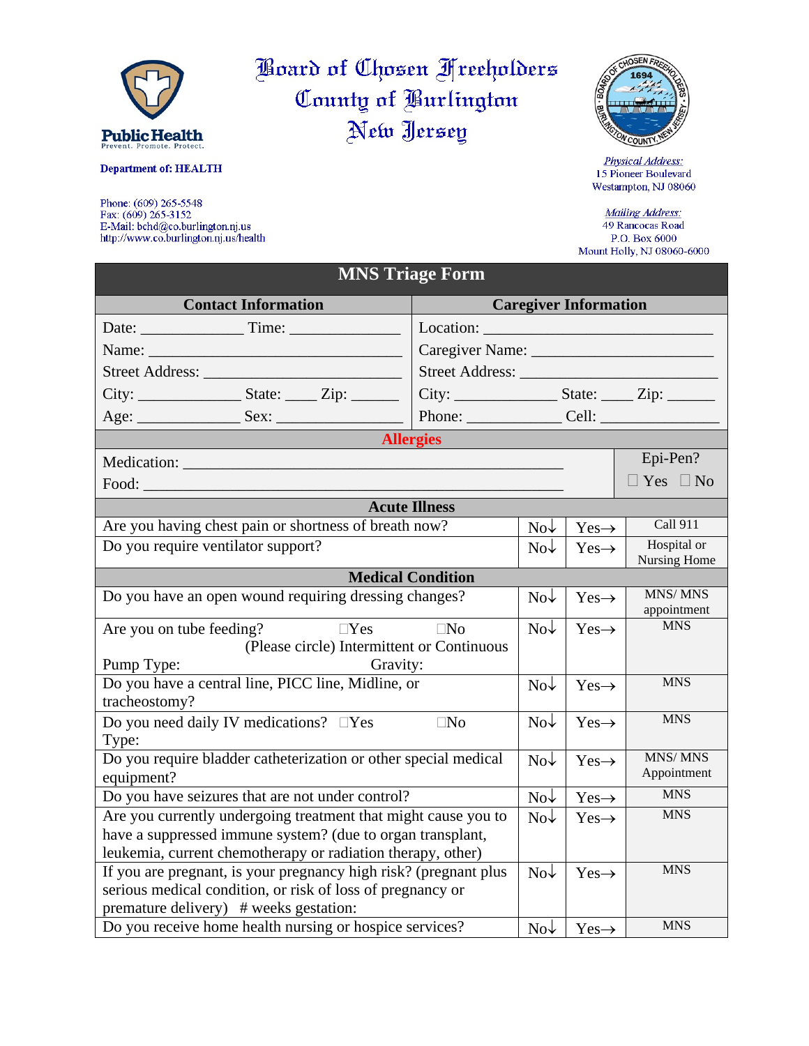Department of: HEALTH

Phone: (609) 265-5548
Fax: (609) 265-3152
E-Mail: bchd@co.burlington.nj.us
http://www.co.burlington.nj.us/health

# Board of Chosen Freeholders
# County of Burlington
# New Jersey

*Physical Address:*
15 Pioneer Boulevard
Westampton, NJ 08060

*Mailing Address:*
49 Rancocas Road
P.O. Box 6000
Mount Holly, NJ 08060-6000

## MNS Triage Form

| Contact Information | Caregiver Information |
|---|---|
| Date: _____________ Time: ______________ | Location: ______________________________ |
| Name: ________________________________ | Caregiver Name: ______________________ |
| Street Address: ________________________ | Street Address: _______________________ |
| City: _____________ State: ____ Zip: ______ | City: _____________ State: ____ Zip: ______ |
| Age: _____________ Sex: ________________ | Phone: ____________ Cell: _______________ |

**Allergies**

| | |
|---|---|
| Medication: ____________________________________________ | Epi-Pen? |
| Food: _________________________________________________ | ☐ Yes ☐ No |

| Acute Illness | | | |
|---|---|---|---|
| Are you having chest pain or shortness of breath now? | No↓ | Yes→ | Call 911 |
| Do you require ventilator support? | No↓ | Yes→ | Hospital or Nursing Home |
| **Medical Condition** | | | |
| Do you have an open wound requiring dressing changes? | No↓ | Yes→ | MNS/ MNS appointment |
| Are you on tube feeding? ☐Yes ☐No (Please circle) Intermittent or Continuous Pump Type: Gravity: | No↓ | Yes→ | MNS |
| Do you have a central line, PICC line, Midline, or tracheostomy? | No↓ | Yes→ | MNS |
| Do you need daily IV medications? ☐Yes ☐No Type: | No↓ | Yes→ | MNS |
| Do you require bladder catheterization or other special medical equipment? | No↓ | Yes→ | MNS/ MNS Appointment |
| Do you have seizures that are not under control? | No↓ | Yes→ | MNS |
| Are you currently undergoing treatment that might cause you to have a suppressed immune system? (due to organ transplant, leukemia, current chemotherapy or radiation therapy, other) | No↓ | Yes→ | MNS |
| If you are pregnant, is your pregnancy high risk? (pregnant plus serious medical condition, or risk of loss of pregnancy or premature delivery) # weeks gestation: | No↓ | Yes→ | MNS |
| Do you receive home health nursing or hospice services? | No↓ | Yes→ | MNS |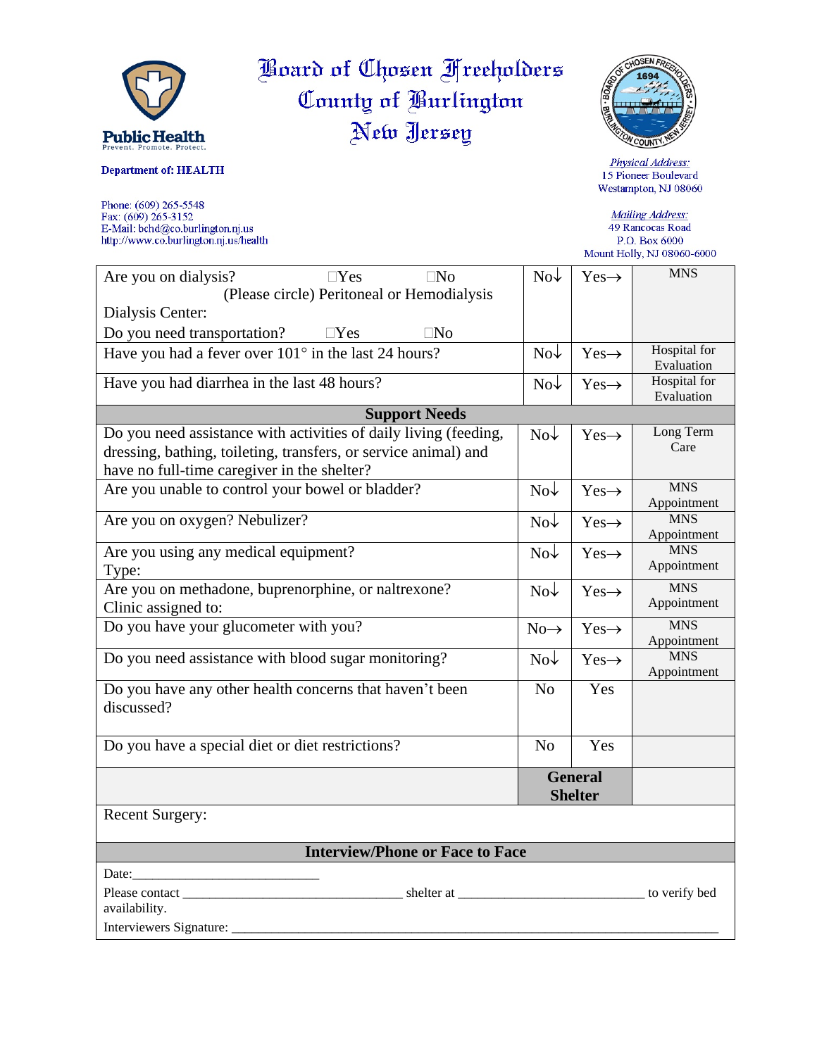# Board of Chosen Freeholders
# County of Burlington
# New Jersey

**Department of: HEALTH**

Phone: (609) 265-5548
Fax: (609) 265-3152
E-Mail: bchd@co.burlington.nj.us
http://www.co.burlington.nj.us/health

*Physical Address:*
15 Pioneer Boulevard
Westampton, NJ 08060

*Mailing Address:*
49 Rancocas Road
P.O. Box 6000
Mount Holly, NJ 08060-6000

| | | | |
|---|---|---|---|
| Are you on dialysis? ☐Yes ☐No (Please circle) Peritoneal or Hemodialysis<br>Dialysis Center:<br>Do you need transportation? ☐Yes ☐No | No↓ | Yes→ | MNS |
| Have you had a fever over 101° in the last 24 hours? | No↓ | Yes→ | Hospital for Evaluation |
| Have you had diarrhea in the last 48 hours? | No↓ | Yes→ | Hospital for Evaluation |
| **Support Needs** | | | |
| Do you need assistance with activities of daily living (feeding, dressing, bathing, toileting, transfers, or service animal) and have no full-time caregiver in the shelter? | No↓ | Yes→ | Long Term Care |
| Are you unable to control your bowel or bladder? | No↓ | Yes→ | MNS Appointment |
| Are you on oxygen? Nebulizer? | No↓ | Yes→ | MNS Appointment |
| Are you using any medical equipment?<br>Type: | No↓ | Yes→ | MNS Appointment |
| Are you on methadone, buprenorphine, or naltrexone?<br>Clinic assigned to: | No↓ | Yes→ | MNS Appointment |
| Do you have your glucometer with you? | No→ | Yes→ | MNS Appointment |
| Do you need assistance with blood sugar monitoring? | No↓ | Yes→ | MNS Appointment |
| Do you have any other health concerns that haven't been discussed? | No | Yes | |
| Do you have a special diet or diet restrictions? | No | Yes | |
| | **General Shelter** | | |
| Recent Surgery: | | | |

**Interview/Phone or Face to Face**

Date:___________________________

Please contact ________________________________ shelter at ___________________________ to verify bed availability.

Interviewers Signature: ___________________________________________________________________________